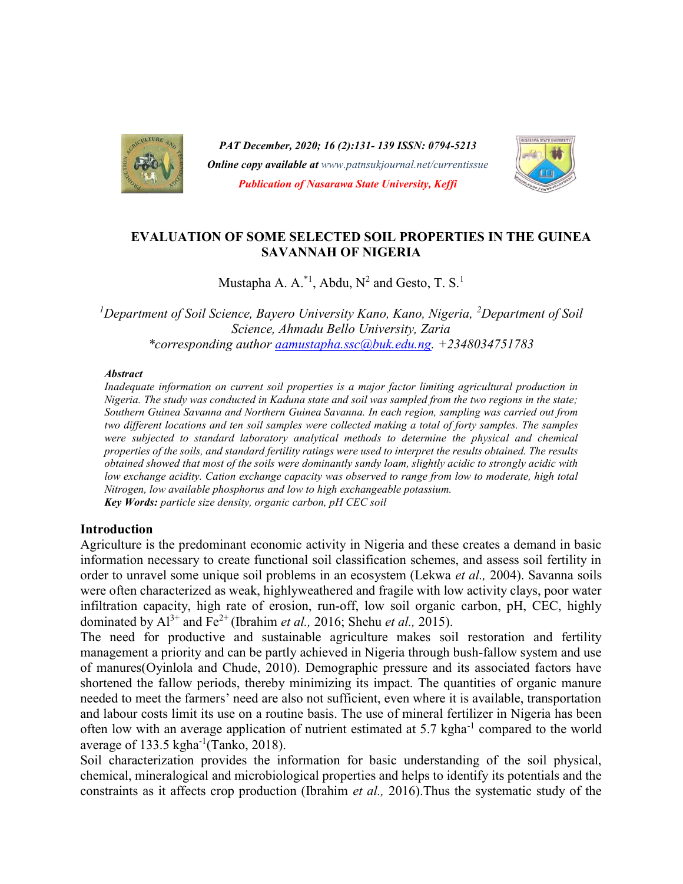# EVALUATION OF SOME SELECTED SOIL PROPERTIES IN THE GUINEA SAVANNAH OF NIGERIA

Mustapha A. A.[*1], Abdu, N[2] and Gesto, T. S.[1]

[1]*Department of Soil Science, Bayero University Kano, Kano, Nigeria,* [2]*Department of Soil Science, Ahmadu Bello University, Zaria*
*\*corresponding author aamustapha.ssc@buk.edu.ng. +2348034751783*

***Abstract***

*Inadequate information on current soil properties is a major factor limiting agricultural production in Nigeria. The study was conducted in Kaduna state and soil was sampled from the two regions in the state; Southern Guinea Savanna and Northern Guinea Savanna. In each region, sampling was carried out from two different locations and ten soil samples were collected making a total of forty samples. The samples were subjected to standard laboratory analytical methods to determine the physical and chemical properties of the soils, and standard fertility ratings were used to interpret the results obtained. The results obtained showed that most of the soils were dominantly sandy loam, slightly acidic to strongly acidic with low exchange acidity. Cation exchange capacity was observed to range from low to moderate, high total Nitrogen, low available phosphorus and low to high exchangeable potassium.*

***Key Words:*** *particle size density, organic carbon, pH CEC soil*

## Introduction

Agriculture is the predominant economic activity in Nigeria and these creates a demand in basic information necessary to create functional soil classification schemes, and assess soil fertility in order to unravel some unique soil problems in an ecosystem (Lekwa *et al.,* 2004). Savanna soils were often characterized as weak, highlyweathered and fragile with low activity clays, poor water infiltration capacity, high rate of erosion, run-off, low soil organic carbon, pH, CEC, highly dominated by $Al^{3+}$ and $Fe^{2+}$ (Ibrahim *et al.,* 2016; Shehu *et al.,* 2015).

The need for productive and sustainable agriculture makes soil restoration and fertility management a priority and can be partly achieved in Nigeria through bush-fallow system and use of manures(Oyinlola and Chude, 2010). Demographic pressure and its associated factors have shortened the fallow periods, thereby minimizing its impact. The quantities of organic manure needed to meet the farmers' need are also not sufficient, even where it is available, transportation and labour costs limit its use on a routine basis. The use of mineral fertilizer in Nigeria has been often low with an average application of nutrient estimated at 5.7 $kgha^{-1}$ compared to the world average of 133.5 $kgha^{-1}$(Tanko, 2018).

Soil characterization provides the information for basic understanding of the soil physical, chemical, mineralogical and microbiological properties and helps to identify its potentials and the constraints as it affects crop production (Ibrahim *et al.,* 2016).Thus the systematic study of the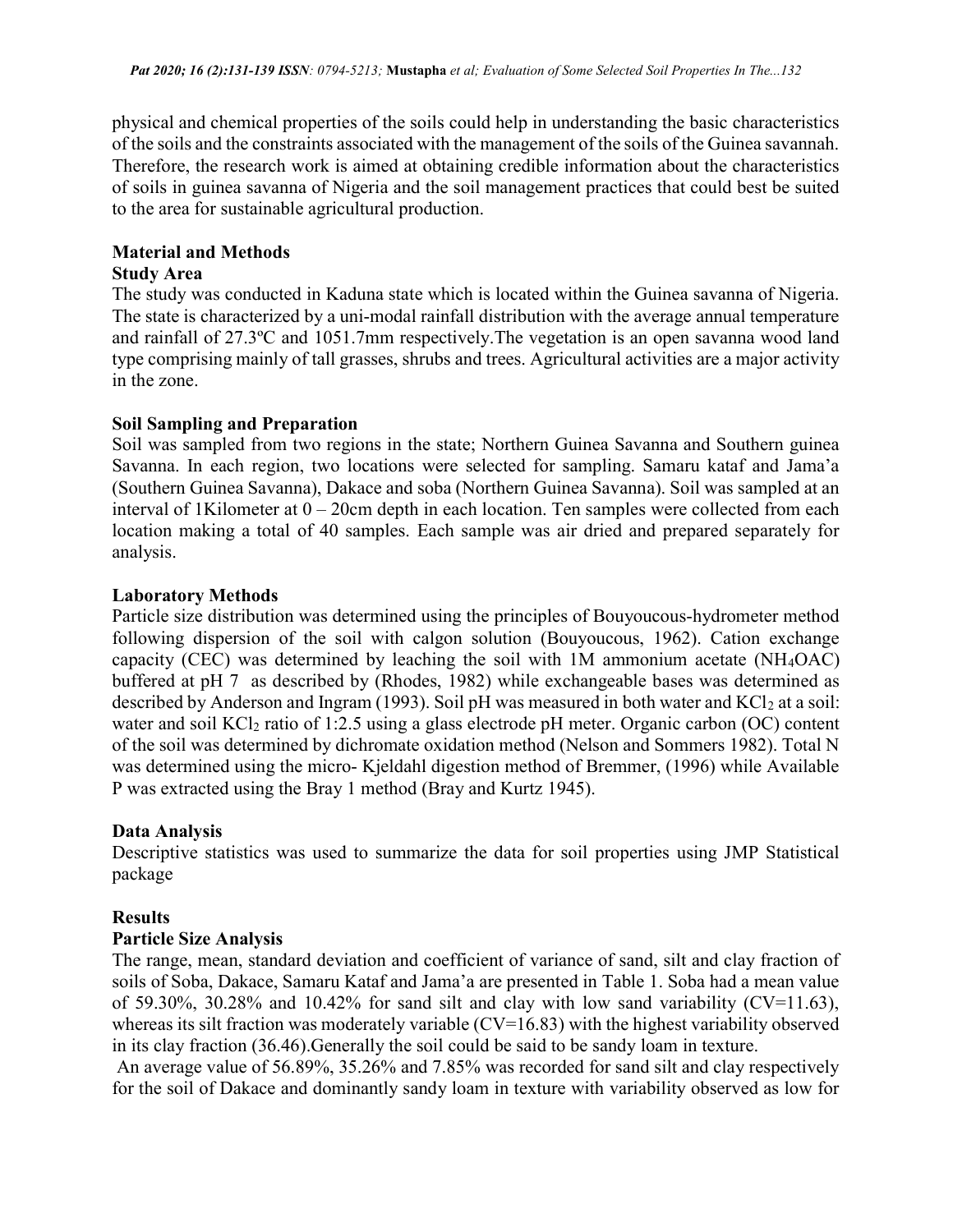physical and chemical properties of the soils could help in understanding the basic characteristics of the soils and the constraints associated with the management of the soils of the Guinea savannah. Therefore, the research work is aimed at obtaining credible information about the characteristics of soils in guinea savanna of Nigeria and the soil management practices that could best be suited to the area for sustainable agricultural production.

## Material and Methods

### Study Area

The study was conducted in Kaduna state which is located within the Guinea savanna of Nigeria. The state is characterized by a uni-modal rainfall distribution with the average annual temperature and rainfall of 27.3ºC and 1051.7mm respectively.The vegetation is an open savanna wood land type comprising mainly of tall grasses, shrubs and trees. Agricultural activities are a major activity in the zone.

### Soil Sampling and Preparation

Soil was sampled from two regions in the state; Northern Guinea Savanna and Southern guinea Savanna. In each region, two locations were selected for sampling. Samaru kataf and Jama'a (Southern Guinea Savanna), Dakace and soba (Northern Guinea Savanna). Soil was sampled at an interval of 1Kilometer at 0 – 20cm depth in each location. Ten samples were collected from each location making a total of 40 samples. Each sample was air dried and prepared separately for analysis.

### Laboratory Methods

Particle size distribution was determined using the principles of Bouyoucous-hydrometer method following dispersion of the soil with calgon solution (Bouyoucous, 1962). Cation exchange capacity (CEC) was determined by leaching the soil with 1M ammonium acetate ($NH_4OAC$) buffered at pH 7 as described by (Rhodes, 1982) while exchangeable bases was determined as described by Anderson and Ingram (1993). Soil pH was measured in both water and $KCl_2$ at a soil: water and soil $KCl_2$ ratio of 1:2.5 using a glass electrode pH meter. Organic carbon (OC) content of the soil was determined by dichromate oxidation method (Nelson and Sommers 1982). Total N was determined using the micro- Kjeldahl digestion method of Bremmer, (1996) while Available P was extracted using the Bray 1 method (Bray and Kurtz 1945).

### Data Analysis

Descriptive statistics was used to summarize the data for soil properties using JMP Statistical package

## Results

### Particle Size Analysis

The range, mean, standard deviation and coefficient of variance of sand, silt and clay fraction of soils of Soba, Dakace, Samaru Kataf and Jama'a are presented in Table 1. Soba had a mean value of 59.30%, 30.28% and 10.42% for sand silt and clay with low sand variability (CV=11.63), whereas its silt fraction was moderately variable (CV=16.83) with the highest variability observed in its clay fraction (36.46).Generally the soil could be said to be sandy loam in texture.

An average value of 56.89%, 35.26% and 7.85% was recorded for sand silt and clay respectively for the soil of Dakace and dominantly sandy loam in texture with variability observed as low for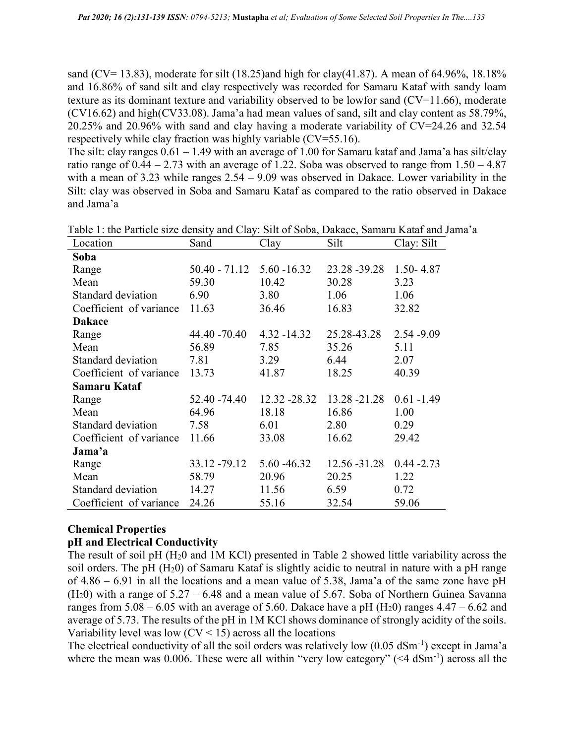sand (CV= 13.83), moderate for silt (18.25)and high for clay(41.87). A mean of 64.96%, 18.18% and 16.86% of sand silt and clay respectively was recorded for Samaru Kataf with sandy loam texture as its dominant texture and variability observed to be lowfor sand (CV=11.66), moderate (CV16.62) and high(CV33.08). Jama'a had mean values of sand, silt and clay content as 58.79%, 20.25% and 20.96% with sand and clay having a moderate variability of CV=24.26 and 32.54 respectively while clay fraction was highly variable (CV=55.16).

The silt: clay ranges 0.61 – 1.49 with an average of 1.00 for Samaru kataf and Jama'a has silt/clay ratio range of 0.44 – 2.73 with an average of 1.22. Soba was observed to range from 1.50 – 4.87 with a mean of 3.23 while ranges 2.54 – 9.09 was observed in Dakace. Lower variability in the Silt: clay was observed in Soba and Samaru Kataf as compared to the ratio observed in Dakace and Jama'a

Table 1: the Particle size density and Clay: Silt of Soba, Dakace, Samaru Kataf and Jama'a

| Location | Sand | Clay | Silt | Clay: Silt |
|---|---|---|---|---|
| **Soba** | | | | |
| Range | 50.40 - 71.12 | 5.60 -16.32 | 23.28 -39.28 | 1.50- 4.87 |
| Mean | 59.30 | 10.42 | 30.28 | 3.23 |
| Standard deviation | 6.90 | 3.80 | 1.06 | 1.06 |
| Coefficient of variance | 11.63 | 36.46 | 16.83 | 32.82 |
| **Dakace** | | | | |
| Range | 44.40 -70.40 | 4.32 -14.32 | 25.28-43.28 | 2.54 -9.09 |
| Mean | 56.89 | 7.85 | 35.26 | 5.11 |
| Standard deviation | 7.81 | 3.29 | 6.44 | 2.07 |
| Coefficient of variance | 13.73 | 41.87 | 18.25 | 40.39 |
| **Samaru Kataf** | | | | |
| Range | 52.40 -74.40 | 12.32 -28.32 | 13.28 -21.28 | 0.61 -1.49 |
| Mean | 64.96 | 18.18 | 16.86 | 1.00 |
| Standard deviation | 7.58 | 6.01 | 2.80 | 0.29 |
| Coefficient of variance | 11.66 | 33.08 | 16.62 | 29.42 |
| **Jama'a** | | | | |
| Range | 33.12 -79.12 | 5.60 -46.32 | 12.56 -31.28 | 0.44 -2.73 |
| Mean | 58.79 | 20.96 | 20.25 | 1.22 |
| Standard deviation | 14.27 | 11.56 | 6.59 | 0.72 |
| Coefficient of variance | 24.26 | 55.16 | 32.54 | 59.06 |

### Chemical Properties

#### pH and Electrical Conductivity

The result of soil pH ($H_20$ and 1M KCl) presented in Table 2 showed little variability across the soil orders. The pH ($H_20$) of Samaru Kataf is slightly acidic to neutral in nature with a pH range of 4.86 – 6.91 in all the locations and a mean value of 5.38, Jama'a of the same zone have pH ($H_20$) with a range of 5.27 – 6.48 and a mean value of 5.67. Soba of Northern Guinea Savanna ranges from 5.08 – 6.05 with an average of 5.60. Dakace have a pH ($H_20$) ranges 4.47 – 6.62 and average of 5.73. The results of the pH in 1M KCl shows dominance of strongly acidity of the soils. Variability level was low (CV < 15) across all the locations

The electrical conductivity of all the soil orders was relatively low (0.05 $dSm^{-1}$) except in Jama'a where the mean was 0.006. These were all within "very low category" (<4 $dSm^{-1}$) across all the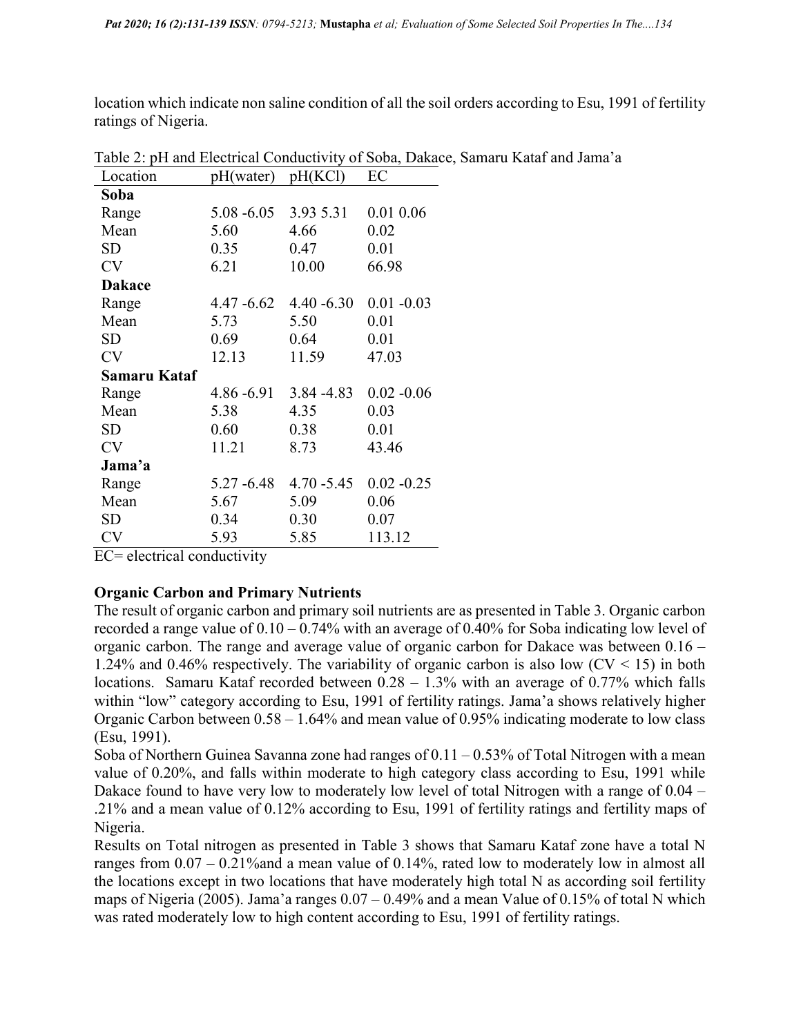location which indicate non saline condition of all the soil orders according to Esu, 1991 of fertility ratings of Nigeria.

Table 2: pH and Electrical Conductivity of Soba, Dakace, Samaru Kataf and Jama'a

| Location | pH(water) | pH(KCl) | EC |
|---|---|---|---|
| **Soba** | | | |
| Range | 5.08 -6.05 | 3.93 5.31 | 0.01 0.06 |
| Mean | 5.60 | 4.66 | 0.02 |
| SD | 0.35 | 0.47 | 0.01 |
| CV | 6.21 | 10.00 | 66.98 |
| **Dakace** | | | |
| Range | 4.47 -6.62 | 4.40 -6.30 | 0.01 -0.03 |
| Mean | 5.73 | 5.50 | 0.01 |
| SD | 0.69 | 0.64 | 0.01 |
| CV | 12.13 | 11.59 | 47.03 |
| **Samaru Kataf** | | | |
| Range | 4.86 -6.91 | 3.84 -4.83 | 0.02 -0.06 |
| Mean | 5.38 | 4.35 | 0.03 |
| SD | 0.60 | 0.38 | 0.01 |
| CV | 11.21 | 8.73 | 43.46 |
| **Jama'a** | | | |
| Range | 5.27 -6.48 | 4.70 -5.45 | 0.02 -0.25 |
| Mean | 5.67 | 5.09 | 0.06 |
| SD | 0.34 | 0.30 | 0.07 |
| CV | 5.93 | 5.85 | 113.12 |

EC= electrical conductivity

### Organic Carbon and Primary Nutrients

The result of organic carbon and primary soil nutrients are as presented in Table 3. Organic carbon recorded a range value of 0.10 – 0.74% with an average of 0.40% for Soba indicating low level of organic carbon. The range and average value of organic carbon for Dakace was between 0.16 – 1.24% and 0.46% respectively. The variability of organic carbon is also low (CV < 15) in both locations. Samaru Kataf recorded between 0.28 – 1.3% with an average of 0.77% which falls within "low" category according to Esu, 1991 of fertility ratings. Jama'a shows relatively higher Organic Carbon between 0.58 – 1.64% and mean value of 0.95% indicating moderate to low class (Esu, 1991).

Soba of Northern Guinea Savanna zone had ranges of 0.11 – 0.53% of Total Nitrogen with a mean value of 0.20%, and falls within moderate to high category class according to Esu, 1991 while Dakace found to have very low to moderately low level of total Nitrogen with a range of 0.04 – .21% and a mean value of 0.12% according to Esu, 1991 of fertility ratings and fertility maps of Nigeria.

Results on Total nitrogen as presented in Table 3 shows that Samaru Kataf zone have a total N ranges from 0.07 – 0.21%and a mean value of 0.14%, rated low to moderately low in almost all the locations except in two locations that have moderately high total N as according soil fertility maps of Nigeria (2005). Jama'a ranges 0.07 – 0.49% and a mean Value of 0.15% of total N which was rated moderately low to high content according to Esu, 1991 of fertility ratings.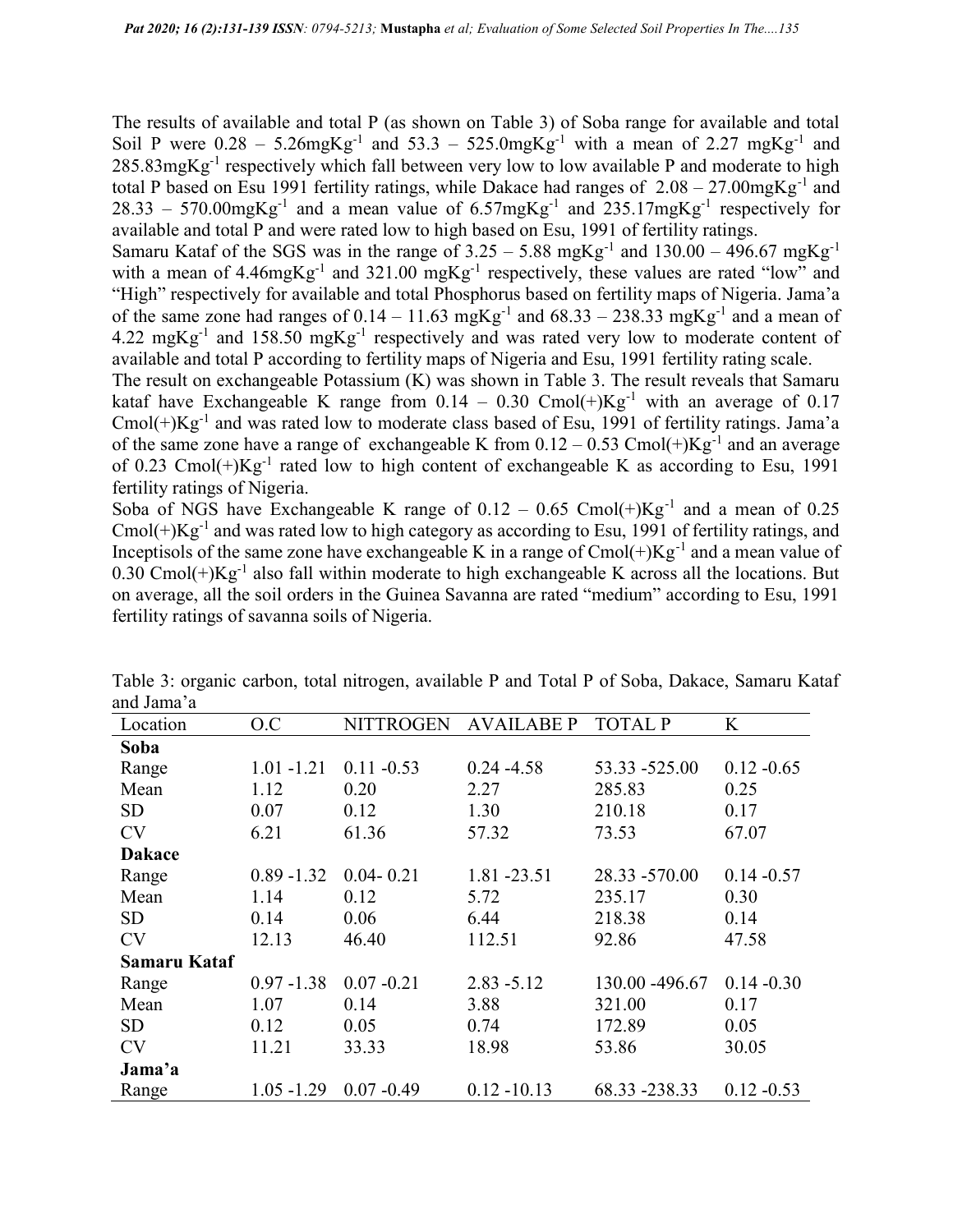The results of available and total P (as shown on Table 3) of Soba range for available and total Soil P were 0.28 – 5.26mgKg$^{-1}$ and 53.3 – 525.0mgKg$^{-1}$ with a mean of 2.27 mgKg$^{-1}$ and 285.83mgKg$^{-1}$ respectively which fall between very low to low available P and moderate to high total P based on Esu 1991 fertility ratings, while Dakace had ranges of 2.08 – 27.00mgKg$^{-1}$ and 28.33 – 570.00mgKg$^{-1}$ and a mean value of 6.57mgKg$^{-1}$ and 235.17mgKg$^{-1}$ respectively for available and total P and were rated low to high based on Esu, 1991 of fertility ratings.

Samaru Kataf of the SGS was in the range of 3.25 – 5.88 mgKg$^{-1}$ and 130.00 – 496.67 mgKg$^{-1}$ with a mean of 4.46mgKg$^{-1}$ and 321.00 mgKg$^{-1}$ respectively, these values are rated "low" and "High" respectively for available and total Phosphorus based on fertility maps of Nigeria. Jama'a of the same zone had ranges of 0.14 – 11.63 mgKg$^{-1}$ and 68.33 – 238.33 mgKg$^{-1}$ and a mean of 4.22 mgKg$^{-1}$ and 158.50 mgKg$^{-1}$ respectively and was rated very low to moderate content of available and total P according to fertility maps of Nigeria and Esu, 1991 fertility rating scale.

The result on exchangeable Potassium (K) was shown in Table 3. The result reveals that Samaru kataf have Exchangeable K range from 0.14 – 0.30 Cmol(+)Kg$^{-1}$ with an average of 0.17 Cmol(+)Kg$^{-1}$ and was rated low to moderate class based of Esu, 1991 of fertility ratings. Jama'a of the same zone have a range of exchangeable K from 0.12 – 0.53 Cmol(+)Kg$^{-1}$ and an average of 0.23 Cmol(+)Kg$^{-1}$ rated low to high content of exchangeable K as according to Esu, 1991 fertility ratings of Nigeria.

Soba of NGS have Exchangeable K range of 0.12 – 0.65 Cmol(+)Kg$^{-1}$ and a mean of 0.25 Cmol(+)Kg$^{-1}$ and was rated low to high category as according to Esu, 1991 of fertility ratings, and Inceptisols of the same zone have exchangeable K in a range of Cmol(+)Kg$^{-1}$ and a mean value of 0.30 Cmol(+)Kg$^{-1}$ also fall within moderate to high exchangeable K across all the locations. But on average, all the soil orders in the Guinea Savanna are rated "medium" according to Esu, 1991 fertility ratings of savanna soils of Nigeria.

Table 3: organic carbon, total nitrogen, available P and Total P of Soba, Dakace, Samaru Kataf and Jama'a

| Location | O.C | NITTROGEN | AVAILABE P | TOTAL P | K |
|---|---|---|---|---|---|
| **Soba** | | | | | |
| Range | 1.01 -1.21 | 0.11 -0.53 | 0.24 -4.58 | 53.33 -525.00 | 0.12 -0.65 |
| Mean | 1.12 | 0.20 | 2.27 | 285.83 | 0.25 |
| SD | 0.07 | 0.12 | 1.30 | 210.18 | 0.17 |
| CV | 6.21 | 61.36 | 57.32 | 73.53 | 67.07 |
| **Dakace** | | | | | |
| Range | 0.89 -1.32 | 0.04- 0.21 | 1.81 -23.51 | 28.33 -570.00 | 0.14 -0.57 |
| Mean | 1.14 | 0.12 | 5.72 | 235.17 | 0.30 |
| SD | 0.14 | 0.06 | 6.44 | 218.38 | 0.14 |
| CV | 12.13 | 46.40 | 112.51 | 92.86 | 47.58 |
| **Samaru Kataf** | | | | | |
| Range | 0.97 -1.38 | 0.07 -0.21 | 2.83 -5.12 | 130.00 -496.67 | 0.14 -0.30 |
| Mean | 1.07 | 0.14 | 3.88 | 321.00 | 0.17 |
| SD | 0.12 | 0.05 | 0.74 | 172.89 | 0.05 |
| CV | 11.21 | 33.33 | 18.98 | 53.86 | 30.05 |
| **Jama'a** | | | | | |
| Range | 1.05 -1.29 | 0.07 -0.49 | 0.12 -10.13 | 68.33 -238.33 | 0.12 -0.53 |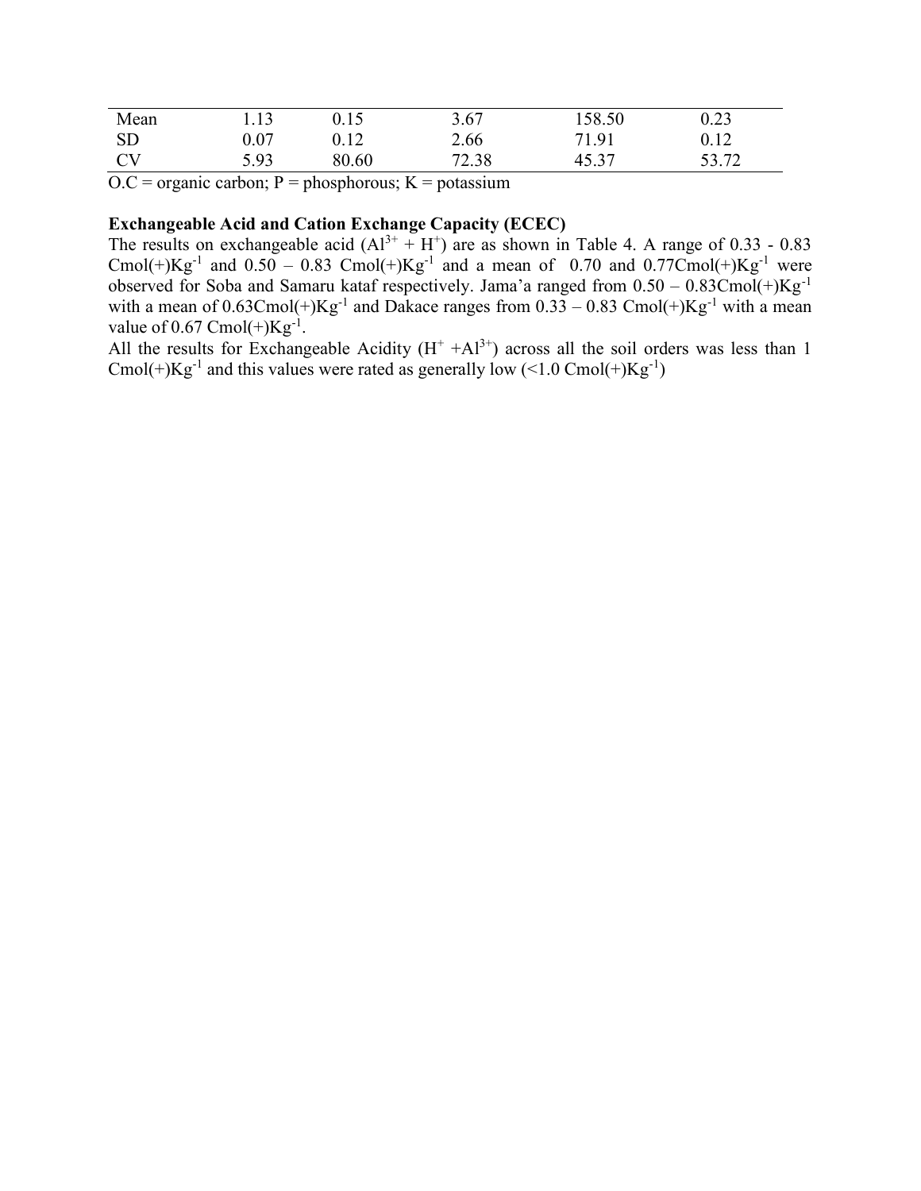| Mean | 1.13 | 0.15 | 3.67 | 158.50 | 0.23 |
|---|---|---|---|---|---|
| SD | 0.07 | 0.12 | 2.66 | 71.91 | 0.12 |
| CV | 5.93 | 80.60 | 72.38 | 45.37 | 53.72 |

O.C = organic carbon; P = phosphorous; K = potassium

**Exchangeable Acid and Cation Exchange Capacity (ECEC)**

The results on exchangeable acid ($Al^{3+}$ + $H^{+}$) are as shown in Table 4. A range of 0.33 - 0.83 Cmol(+)$Kg^{-1}$ and 0.50 – 0.83 Cmol(+)$Kg^{-1}$ and a mean of 0.70 and 0.77Cmol(+)$Kg^{-1}$ were observed for Soba and Samaru kataf respectively. Jama'a ranged from 0.50 – 0.83Cmol(+)$Kg^{-1}$ with a mean of 0.63Cmol(+)$Kg^{-1}$ and Dakace ranges from 0.33 – 0.83 Cmol(+)$Kg^{-1}$ with a mean value of 0.67 Cmol(+)$Kg^{-1}$.

All the results for Exchangeable Acidity ($H^{+}$ +$Al^{3+}$) across all the soil orders was less than 1 Cmol(+)$Kg^{-1}$ and this values were rated as generally low (<1.0 Cmol(+)$Kg^{-1}$)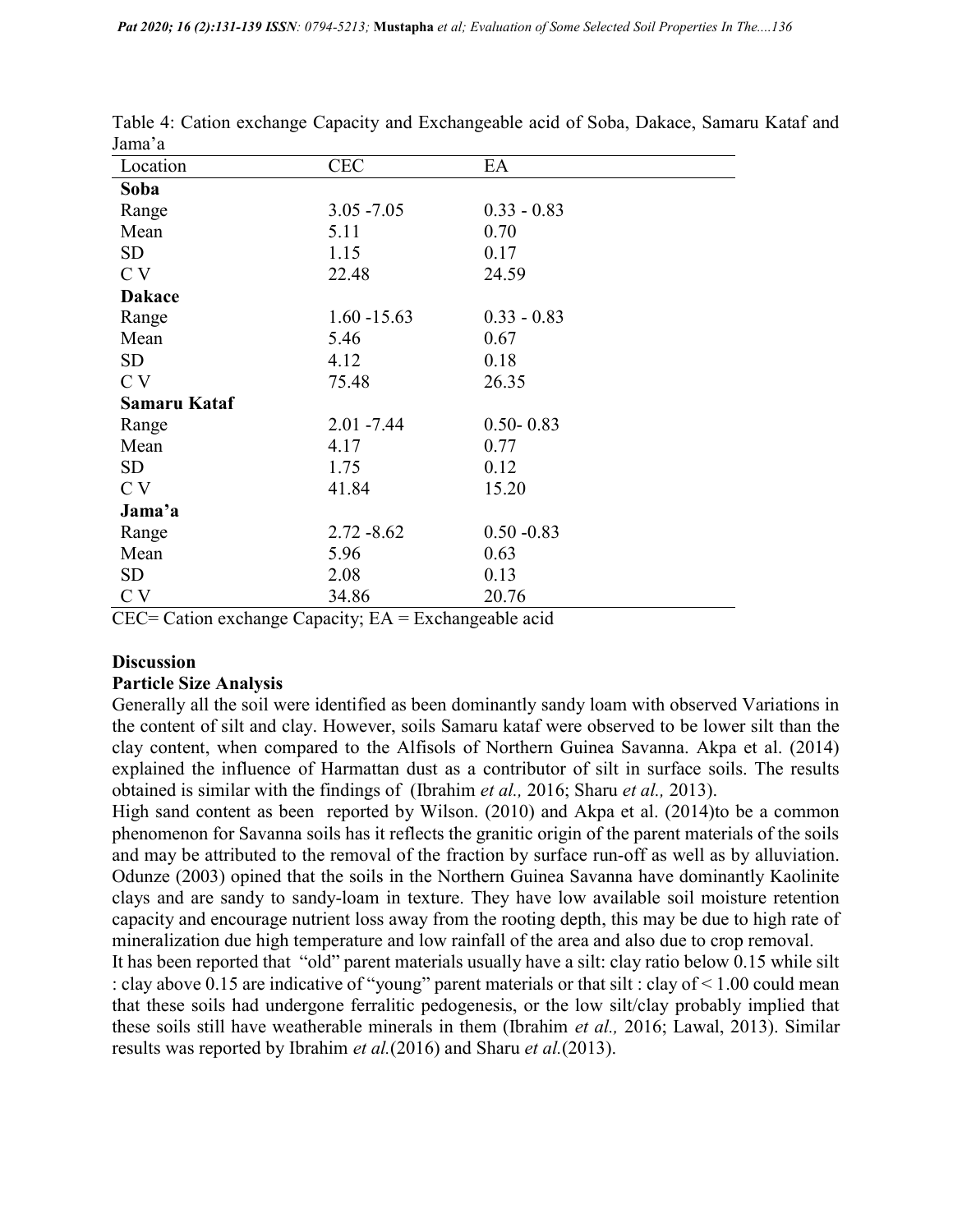Table 4: Cation exchange Capacity and Exchangeable acid of Soba, Dakace, Samaru Kataf and Jama'a

| Location | CEC | EA |
|---|---|---|
| **Soba** | | |
| Range | 3.05 -7.05 | 0.33 - 0.83 |
| Mean | 5.11 | 0.70 |
| SD | 1.15 | 0.17 |
| C V | 22.48 | 24.59 |
| **Dakace** | | |
| Range | 1.60 -15.63 | 0.33 - 0.83 |
| Mean | 5.46 | 0.67 |
| SD | 4.12 | 0.18 |
| C V | 75.48 | 26.35 |
| **Samaru Kataf** | | |
| Range | 2.01 -7.44 | 0.50- 0.83 |
| Mean | 4.17 | 0.77 |
| SD | 1.75 | 0.12 |
| C V | 41.84 | 15.20 |
| **Jama'a** | | |
| Range | 2.72 -8.62 | 0.50 -0.83 |
| Mean | 5.96 | 0.63 |
| SD | 2.08 | 0.13 |
| C V | 34.86 | 20.76 |

CEC= Cation exchange Capacity; EA = Exchangeable acid

## Discussion

### Particle Size Analysis

Generally all the soil were identified as been dominantly sandy loam with observed Variations in the content of silt and clay. However, soils Samaru kataf were observed to be lower silt than the clay content, when compared to the Alfisols of Northern Guinea Savanna. Akpa et al. (2014) explained the influence of Harmattan dust as a contributor of silt in surface soils. The results obtained is similar with the findings of (Ibrahim *et al.,* 2016; Sharu *et al.,* 2013).

High sand content as been reported by Wilson. (2010) and Akpa et al. (2014)to be a common phenomenon for Savanna soils has it reflects the granitic origin of the parent materials of the soils and may be attributed to the removal of the fraction by surface run-off as well as by alluviation. Odunze (2003) opined that the soils in the Northern Guinea Savanna have dominantly Kaolinite clays and are sandy to sandy-loam in texture. They have low available soil moisture retention capacity and encourage nutrient loss away from the rooting depth, this may be due to high rate of mineralization due high temperature and low rainfall of the area and also due to crop removal.

It has been reported that "old" parent materials usually have a silt: clay ratio below 0.15 while silt : clay above 0.15 are indicative of "young" parent materials or that silt : clay of < 1.00 could mean that these soils had undergone ferralitic pedogenesis, or the low silt/clay probably implied that these soils still have weatherable minerals in them (Ibrahim *et al.,* 2016; Lawal, 2013). Similar results was reported by Ibrahim *et al.*(2016) and Sharu *et al.*(2013).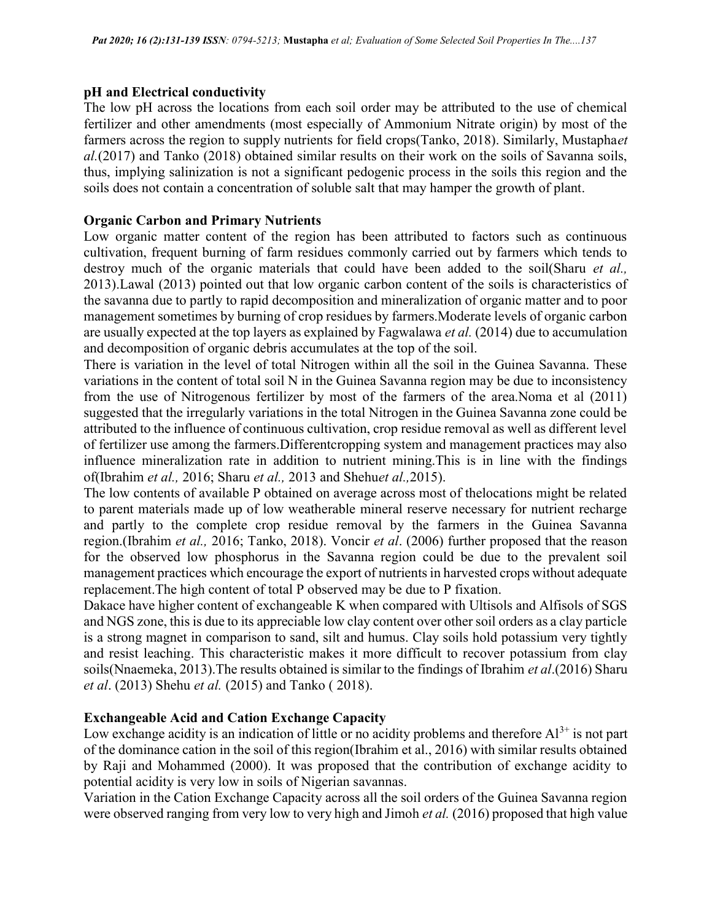**pH and Electrical conductivity**

The low pH across the locations from each soil order may be attributed to the use of chemical fertilizer and other amendments (most especially of Ammonium Nitrate origin) by most of the farmers across the region to supply nutrients for field crops(Tanko, 2018). Similarly, Mustapha*et al.*(2017) and Tanko (2018) obtained similar results on their work on the soils of Savanna soils, thus, implying salinization is not a significant pedogenic process in the soils this region and the soils does not contain a concentration of soluble salt that may hamper the growth of plant.

**Organic Carbon and Primary Nutrients**

Low organic matter content of the region has been attributed to factors such as continuous cultivation, frequent burning of farm residues commonly carried out by farmers which tends to destroy much of the organic materials that could have been added to the soil(Sharu *et al.,* 2013).Lawal (2013) pointed out that low organic carbon content of the soils is characteristics of the savanna due to partly to rapid decomposition and mineralization of organic matter and to poor management sometimes by burning of crop residues by farmers.Moderate levels of organic carbon are usually expected at the top layers as explained by Fagwalawa *et al.* (2014) due to accumulation and decomposition of organic debris accumulates at the top of the soil.

There is variation in the level of total Nitrogen within all the soil in the Guinea Savanna. These variations in the content of total soil N in the Guinea Savanna region may be due to inconsistency from the use of Nitrogenous fertilizer by most of the farmers of the area.Noma et al (2011) suggested that the irregularly variations in the total Nitrogen in the Guinea Savanna zone could be attributed to the influence of continuous cultivation, crop residue removal as well as different level of fertilizer use among the farmers.Differentcropping system and management practices may also influence mineralization rate in addition to nutrient mining.This is in line with the findings of(Ibrahim *et al.,* 2016; Sharu *et al.,* 2013 and Shehu*et al.,*2015).

The low contents of available P obtained on average across most of thelocations might be related to parent materials made up of low weatherable mineral reserve necessary for nutrient recharge and partly to the complete crop residue removal by the farmers in the Guinea Savanna region.(Ibrahim *et al.,* 2016; Tanko, 2018). Voncir *et al*. (2006) further proposed that the reason for the observed low phosphorus in the Savanna region could be due to the prevalent soil management practices which encourage the export of nutrients in harvested crops without adequate replacement.The high content of total P observed may be due to P fixation.

Dakace have higher content of exchangeable K when compared with Ultisols and Alfisols of SGS and NGS zone, this is due to its appreciable low clay content over other soil orders as a clay particle is a strong magnet in comparison to sand, silt and humus. Clay soils hold potassium very tightly and resist leaching. This characteristic makes it more difficult to recover potassium from clay soils(Nnaemeka, 2013).The results obtained is similar to the findings of Ibrahim *et al*.(2016) Sharu *et al*. (2013) Shehu *et al.* (2015) and Tanko ( 2018).

**Exchangeable Acid and Cation Exchange Capacity**

Low exchange acidity is an indication of little or no acidity problems and therefore $Al^{3+}$ is not part of the dominance cation in the soil of this region(Ibrahim et al., 2016) with similar results obtained by Raji and Mohammed (2000). It was proposed that the contribution of exchange acidity to potential acidity is very low in soils of Nigerian savannas.

Variation in the Cation Exchange Capacity across all the soil orders of the Guinea Savanna region were observed ranging from very low to very high and Jimoh *et al.* (2016) proposed that high value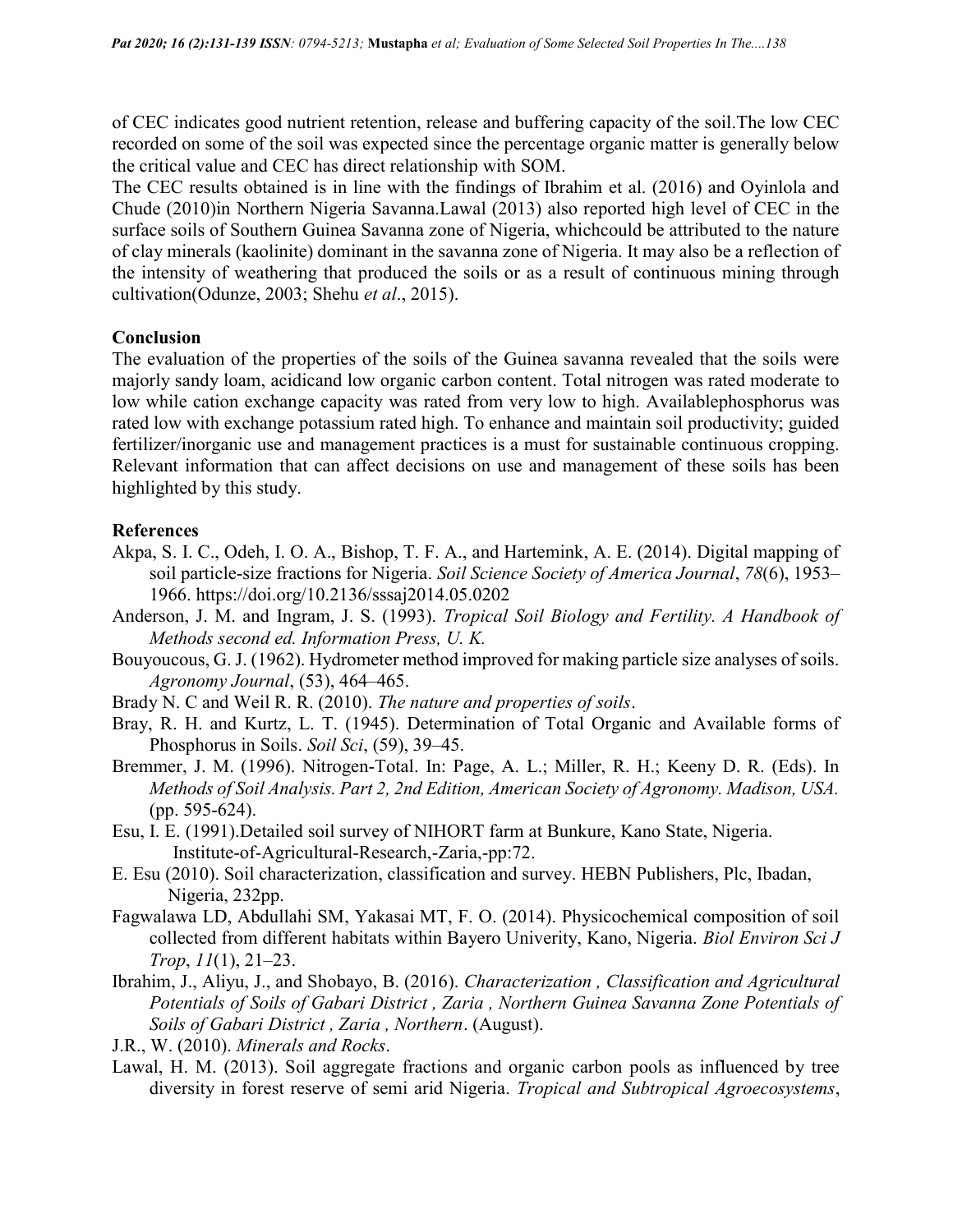of CEC indicates good nutrient retention, release and buffering capacity of the soil.The low CEC recorded on some of the soil was expected since the percentage organic matter is generally below the critical value and CEC has direct relationship with SOM.

The CEC results obtained is in line with the findings of Ibrahim et al. (2016) and Oyinlola and Chude (2010)in Northern Nigeria Savanna.Lawal (2013) also reported high level of CEC in the surface soils of Southern Guinea Savanna zone of Nigeria, whichcould be attributed to the nature of clay minerals (kaolinite) dominant in the savanna zone of Nigeria. It may also be a reflection of the intensity of weathering that produced the soils or as a result of continuous mining through cultivation(Odunze, 2003; Shehu *et al*., 2015).

## Conclusion

The evaluation of the properties of the soils of the Guinea savanna revealed that the soils were majorly sandy loam, acidicand low organic carbon content. Total nitrogen was rated moderate to low while cation exchange capacity was rated from very low to high. Availablephosphorus was rated low with exchange potassium rated high. To enhance and maintain soil productivity; guided fertilizer/inorganic use and management practices is a must for sustainable continuous cropping. Relevant information that can affect decisions on use and management of these soils has been highlighted by this study.

## References

Akpa, S. I. C., Odeh, I. O. A., Bishop, T. F. A., and Hartemink, A. E. (2014). Digital mapping of soil particle-size fractions for Nigeria. *Soil Science Society of America Journal*, *78*(6), 1953–1966. https://doi.org/10.2136/sssaj2014.05.0202

Anderson, J. M. and Ingram, J. S. (1993). *Tropical Soil Biology and Fertility. A Handbook of Methods second ed. Information Press, U. K.*

Bouyoucous, G. J. (1962). Hydrometer method improved for making particle size analyses of soils. *Agronomy Journal*, (53), 464–465.

Brady N. C and Weil R. R. (2010). *The nature and properties of soils*.

Bray, R. H. and Kurtz, L. T. (1945). Determination of Total Organic and Available forms of Phosphorus in Soils. *Soil Sci*, (59), 39–45.

Bremmer, J. M. (1996). Nitrogen-Total. In: Page, A. L.; Miller, R. H.; Keeny D. R. (Eds). In *Methods of Soil Analysis. Part 2, 2nd Edition, American Society of Agronomy. Madison, USA.* (pp. 595-624).

Esu, I. E. (1991).Detailed soil survey of NIHORT farm at Bunkure, Kano State, Nigeria. Institute-of-Agricultural-Research,-Zaria,-pp:72.

E. Esu (2010). Soil characterization, classification and survey. HEBN Publishers, Plc, Ibadan, Nigeria, 232pp.

Fagwalawa LD, Abdullahi SM, Yakasai MT, F. O. (2014). Physicochemical composition of soil collected from different habitats within Bayero Univerity, Kano, Nigeria. *Biol Environ Sci J Trop*, *11*(1), 21–23.

Ibrahim, J., Aliyu, J., and Shobayo, B. (2016). *Characterization , Classification and Agricultural Potentials of Soils of Gabari District , Zaria , Northern Guinea Savanna Zone Potentials of Soils of Gabari District , Zaria , Northern*. (August).

J.R., W. (2010). *Minerals and Rocks*.

Lawal, H. M. (2013). Soil aggregate fractions and organic carbon pools as influenced by tree diversity in forest reserve of semi arid Nigeria. *Tropical and Subtropical Agroecosystems*,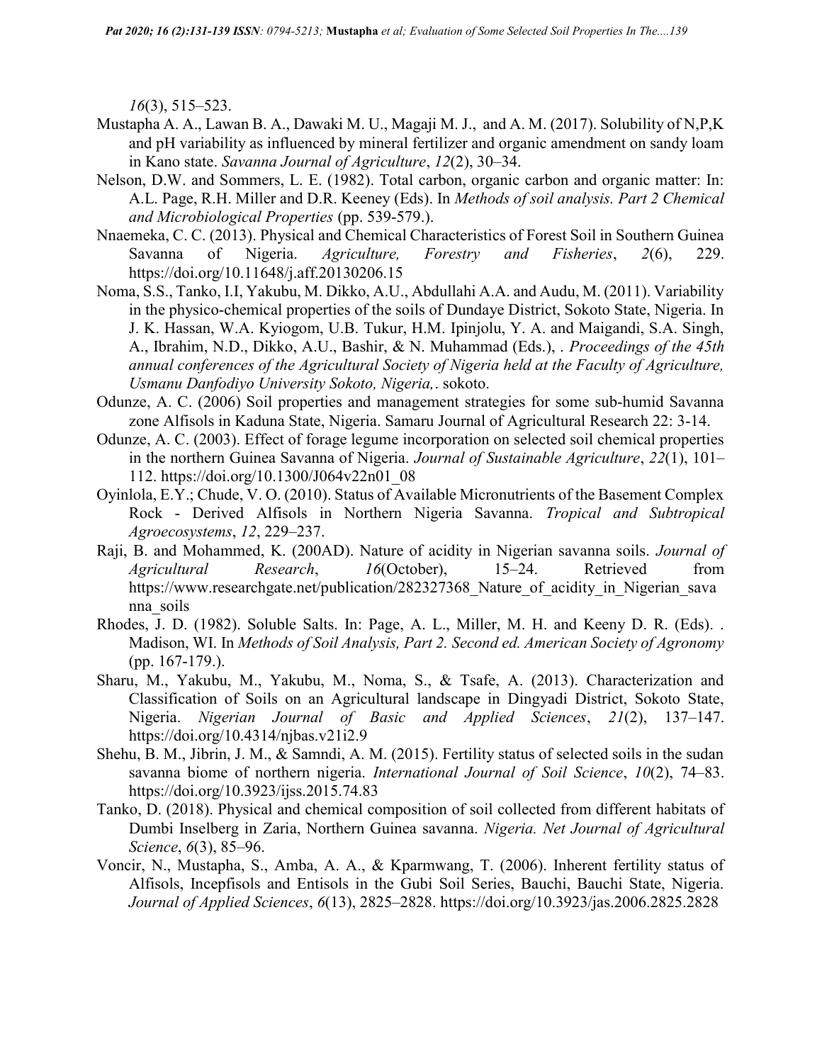*16*(3), 515–523.

Mustapha A. A., Lawan B. A., Dawaki M. U., Magaji M. J., and A. M. (2017). Solubility of N,P,K and pH variability as influenced by mineral fertilizer and organic amendment on sandy loam in Kano state. *Savanna Journal of Agriculture*, *12*(2), 30–34.

Nelson, D.W. and Sommers, L. E. (1982). Total carbon, organic carbon and organic matter: In: A.L. Page, R.H. Miller and D.R. Keeney (Eds). In *Methods of soil analysis. Part 2 Chemical and Microbiological Properties* (pp. 539-579.).

Nnaemeka, C. C. (2013). Physical and Chemical Characteristics of Forest Soil in Southern Guinea Savanna of Nigeria. *Agriculture, Forestry and Fisheries*, *2*(6), 229. https://doi.org/10.11648/j.aff.20130206.15

Noma, S.S., Tanko, I.I, Yakubu, M. Dikko, A.U., Abdullahi A.A. and Audu, M. (2011). Variability in the physico-chemical properties of the soils of Dundaye District, Sokoto State, Nigeria. In J. K. Hassan, W.A. Kyiogom, U.B. Tukur, H.M. Ipinjolu, Y. A. and Maigandi, S.A. Singh, A., Ibrahim, N.D., Dikko, A.U., Bashir, & N. Muhammad (Eds.), . *Proceedings of the 45th annual conferences of the Agricultural Society of Nigeria held at the Faculty of Agriculture, Usmanu Danfodiyo University Sokoto, Nigeria,*. sokoto.

Odunze, A. C. (2006) Soil properties and management strategies for some sub-humid Savanna zone Alfisols in Kaduna State, Nigeria. Samaru Journal of Agricultural Research 22: 3-14.

Odunze, A. C. (2003). Effect of forage legume incorporation on selected soil chemical properties in the northern Guinea Savanna of Nigeria. *Journal of Sustainable Agriculture*, *22*(1), 101–112. https://doi.org/10.1300/J064v22n01_08

Oyinlola, E.Y.; Chude, V. O. (2010). Status of Available Micronutrients of the Basement Complex Rock - Derived Alfisols in Northern Nigeria Savanna. *Tropical and Subtropical Agroecosystems*, *12*, 229–237.

Raji, B. and Mohammed, K. (200AD). Nature of acidity in Nigerian savanna soils. *Journal of Agricultural Research*, *16*(October), 15–24. Retrieved from https://www.researchgate.net/publication/282327368_Nature_of_acidity_in_Nigerian_savanna_soils

Rhodes, J. D. (1982). Soluble Salts. In: Page, A. L., Miller, M. H. and Keeny D. R. (Eds). . Madison, WI. In *Methods of Soil Analysis, Part 2. Second ed. American Society of Agronomy* (pp. 167-179.).

Sharu, M., Yakubu, M., Yakubu, M., Noma, S., & Tsafe, A. (2013). Characterization and Classification of Soils on an Agricultural landscape in Dingyadi District, Sokoto State, Nigeria. *Nigerian Journal of Basic and Applied Sciences*, *21*(2), 137–147. https://doi.org/10.4314/njbas.v21i2.9

Shehu, B. M., Jibrin, J. M., & Samndi, A. M. (2015). Fertility status of selected soils in the sudan savanna biome of northern nigeria. *International Journal of Soil Science*, *10*(2), 74–83. https://doi.org/10.3923/ijss.2015.74.83

Tanko, D. (2018). Physical and chemical composition of soil collected from different habitats of Dumbi Inselberg in Zaria, Northern Guinea savanna. *Nigeria. Net Journal of Agricultural Science*, *6*(3), 85–96.

Voncir, N., Mustapha, S., Amba, A. A., & Kparmwang, T. (2006). Inherent fertility status of Alfisols, Incepfisols and Entisols in the Gubi Soil Series, Bauchi, Bauchi State, Nigeria. *Journal of Applied Sciences*, *6*(13), 2825–2828. https://doi.org/10.3923/jas.2006.2825.2828